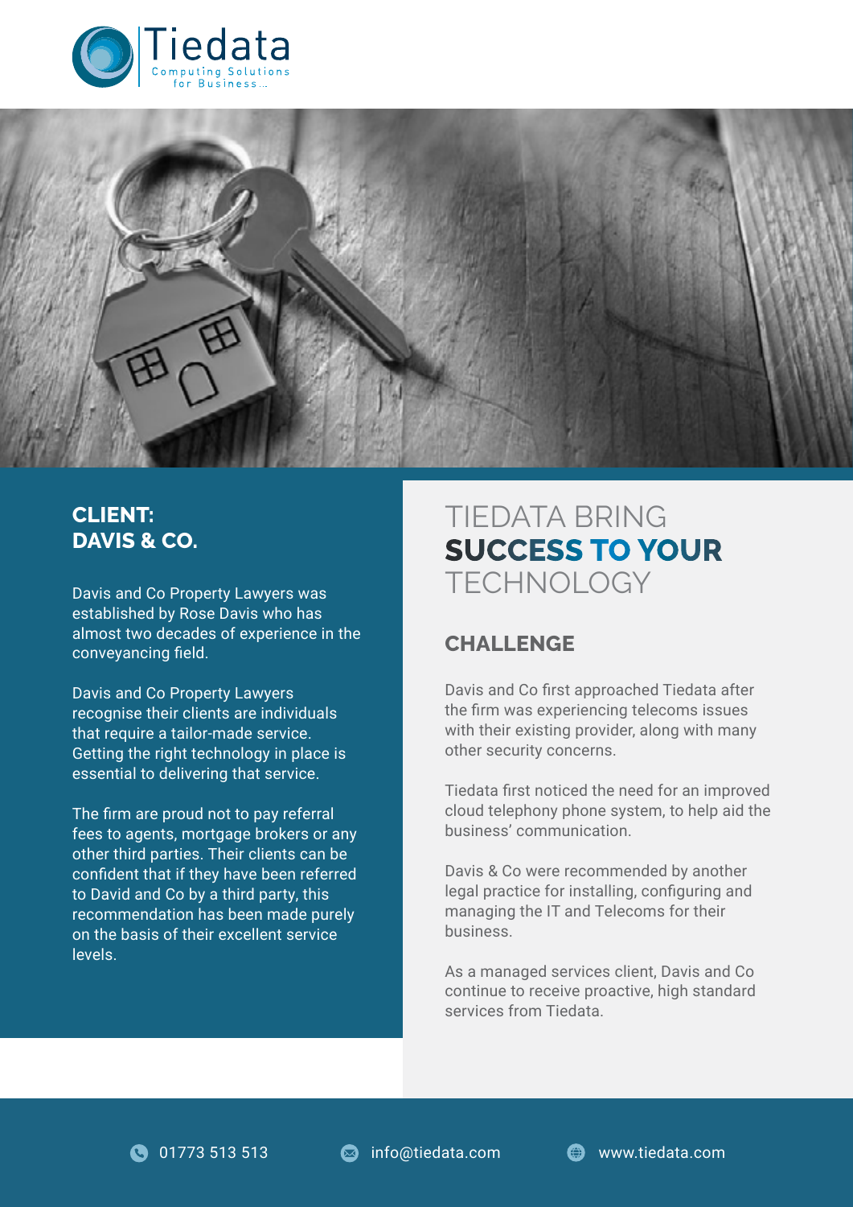Tiedata
Computing Solutions for Business...

## CLIENT: DAVIS & CO.

Davis and Co Property Lawyers was established by Rose Davis who has almost two decades of experience in the conveyancing field.

Davis and Co Property Lawyers recognise their clients are individuals that require a tailor-made service. Getting the right technology in place is essential to delivering that service.

The firm are proud not to pay referral fees to agents, mortgage brokers or any other third parties. Their clients can be confident that if they have been referred to David and Co by a third party, this recommendation has been made purely on the basis of their excellent service levels.

# TIEDATA BRING **SUCCESS TO YOUR** TECHNOLOGY

## CHALLENGE

Davis and Co first approached Tiedata after the firm was experiencing telecoms issues with their existing provider, along with many other security concerns.

Tiedata first noticed the need for an improved cloud telephony phone system, to help aid the business' communication.

Davis & Co were recommended by another legal practice for installing, configuring and managing the IT and Telecoms for their business.

As a managed services client, Davis and Co continue to receive proactive, high standard services from Tiedata.

01773 513 513 | info@tiedata.com | www.tiedata.com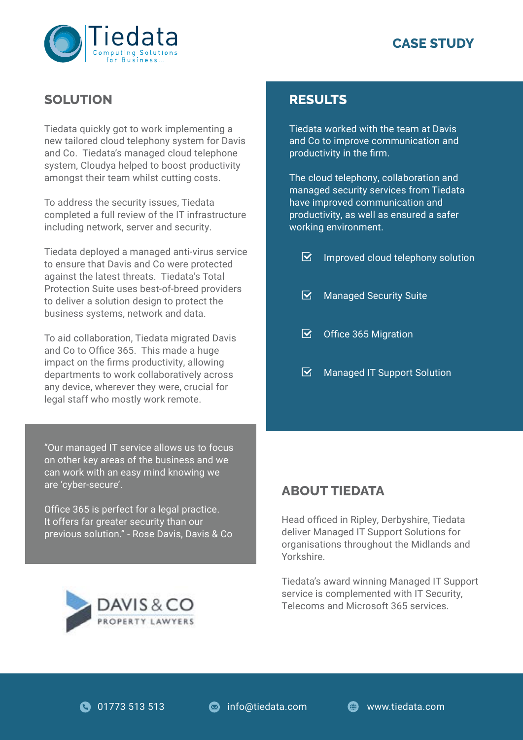Tiedata
Computing Solutions for Business...

**CASE STUDY**

## SOLUTION

Tiedata quickly got to work implementing a new tailored cloud telephony system for Davis and Co. Tiedata's managed cloud telephone system, Cloudya helped to boost productivity amongst their team whilst cutting costs.

To address the security issues, Tiedata completed a full review of the IT infrastructure including network, server and security.

Tiedata deployed a managed anti-virus service to ensure that Davis and Co were protected against the latest threats. Tiedata's Total Protection Suite uses best-of-breed providers to deliver a solution design to protect the business systems, network and data.

To aid collaboration, Tiedata migrated Davis and Co to Office 365. This made a huge impact on the firms productivity, allowing departments to work collaboratively across any device, wherever they were, crucial for legal staff who mostly work remote.

> "Our managed IT service allows us to focus on other key areas of the business and we can work with an easy mind knowing we are 'cyber-secure'.
>
> Office 365 is perfect for a legal practice. It offers far greater security than our previous solution." - Rose Davis, Davis & Co

DAVIS & CO
PROPERTY LAWYERS

## RESULTS

Tiedata worked with the team at Davis and Co to improve communication and productivity in the firm.

The cloud telephony, collaboration and managed security services from Tiedata have improved communication and productivity, as well as ensured a safer working environment.

- ☑ Improved cloud telephony solution
- ☑ Managed Security Suite
- ☑ Office 365 Migration
- ☑ Managed IT Support Solution

## ABOUT TIEDATA

Head officed in Ripley, Derbyshire, Tiedata deliver Managed IT Support Solutions for organisations throughout the Midlands and Yorkshire.

Tiedata's award winning Managed IT Support service is complemented with IT Security, Telecoms and Microsoft 365 services.

01773 513 513 | info@tiedata.com | www.tiedata.com